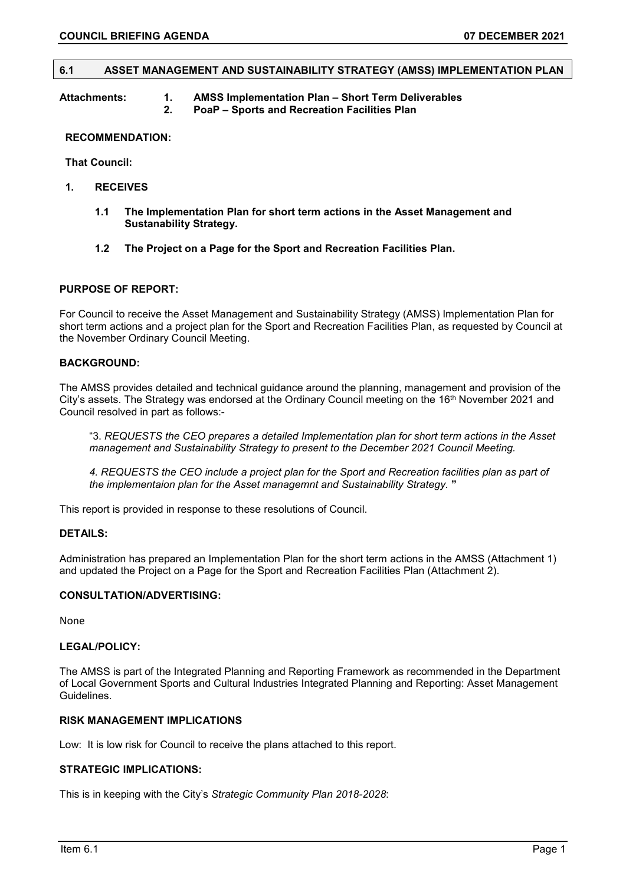## 6.1 ASSET MANAGEMENT AND SUSTAINABILITY STRATEGY (AMSS) IMPLEMENTATION PLAN

**Attachments:**
1. **AMSS Implementation Plan – Short Term Deliverables**
2. **PoaP – Sports and Recreation Facilities Plan**

**RECOMMENDATION:**

**That Council:**

1. **RECEIVES**

   1.1 **The Implementation Plan for short term actions in the Asset Management and Sustanability Strategy.**

   1.2 **The Project on a Page for the Sport and Recreation Facilities Plan.**

**PURPOSE OF REPORT:**

For Council to receive the Asset Management and Sustainability Strategy (AMSS) Implementation Plan for short term actions and a project plan for the Sport and Recreation Facilities Plan, as requested by Council at the November Ordinary Council Meeting.

**BACKGROUND:**

The AMSS provides detailed and technical guidance around the planning, management and provision of the City's assets. The Strategy was endorsed at the Ordinary Council meeting on the 16th November 2021 and Council resolved in part as follows:-

> "3. *REQUESTS the CEO prepares a detailed Implementation plan for short term actions in the Asset management and Sustainability Strategy to present to the December 2021 Council Meeting.*
>
> *4. REQUESTS the CEO include a project plan for the Sport and Recreation facilities plan as part of the implementaion plan for the Asset managemnt and Sustainability Strategy.* **"**

This report is provided in response to these resolutions of Council.

**DETAILS:**

Administration has prepared an Implementation Plan for the short term actions in the AMSS (Attachment 1) and updated the Project on a Page for the Sport and Recreation Facilities Plan (Attachment 2).

**CONSULTATION/ADVERTISING:**

None

**LEGAL/POLICY:**

The AMSS is part of the Integrated Planning and Reporting Framework as recommended in the Department of Local Government Sports and Cultural Industries Integrated Planning and Reporting: Asset Management Guidelines.

**RISK MANAGEMENT IMPLICATIONS**

Low: It is low risk for Council to receive the plans attached to this report.

**STRATEGIC IMPLICATIONS:**

This is in keeping with the City's *Strategic Community Plan 2018-2028*: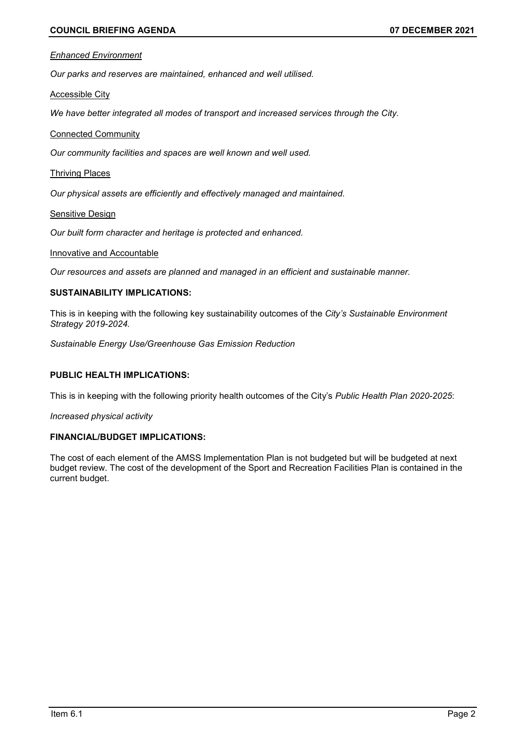<u>*Enhanced Environment*</u>

*Our parks and reserves are maintained, enhanced and well utilised.*

<u>Accessible City</u>

*We have better integrated all modes of transport and increased services through the City.*

<u>Connected Community</u>

*Our community facilities and spaces are well known and well used.*

<u>Thriving Places</u>

*Our physical assets are efficiently and effectively managed and maintained.*

<u>Sensitive Design</u>

*Our built form character and heritage is protected and enhanced.*

<u>Innovative and Accountable</u>

*Our resources and assets are planned and managed in an efficient and sustainable manner.*

**SUSTAINABILITY IMPLICATIONS:**

This is in keeping with the following key sustainability outcomes of the *City's Sustainable Environment Strategy 2019-2024.*

*Sustainable Energy Use/Greenhouse Gas Emission Reduction*

**PUBLIC HEALTH IMPLICATIONS:**

This is in keeping with the following priority health outcomes of the City's *Public Health Plan 2020-2025*:

*Increased physical activity*

**FINANCIAL/BUDGET IMPLICATIONS:**

The cost of each element of the AMSS Implementation Plan is not budgeted but will be budgeted at next budget review. The cost of the development of the Sport and Recreation Facilities Plan is contained in the current budget.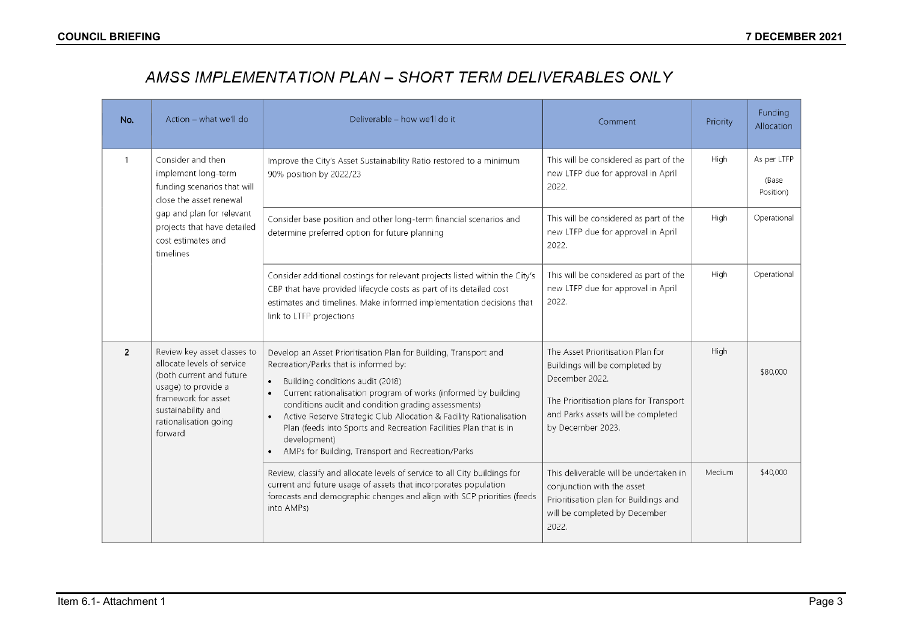# AMSS IMPLEMENTATION PLAN – SHORT TERM DELIVERABLES ONLY

| No. | Action – what we'll do | Deliverable – how we'll do it | Comment | Priority | Funding Allocation |
|---|---|---|---|---|---|
| 1 | Consider and then implement long-term funding scenarios that will close the asset renewal gap and plan for relevant projects that have detailed cost estimates and timelines | Improve the City's Asset Sustainability Ratio restored to a minimum 90% position by 2022/23 | This will be considered as part of the new LTFP due for approval in April 2022. | High | As per LTFP (Base Position) |
| | | Consider base position and other long-term financial scenarios and determine preferred option for future planning | This will be considered as part of the new LTFP due for approval in April 2022. | High | Operational |
| | | Consider additional costings for relevant projects listed within the City's CBP that have provided lifecycle costs as part of its detailed cost estimates and timelines. Make informed implementation decisions that link to LTFP projections | This will be considered as part of the new LTFP due for approval in April 2022. | High | Operational |
| 2 | Review key asset classes to allocate levels of service (both current and future usage) to provide a framework for asset sustainability and rationalisation going forward | Develop an Asset Prioritisation Plan for Building, Transport and Recreation/Parks that is informed by:<br>• Building conditions audit (2018)<br>• Current rationalisation program of works (informed by building conditions audit and condition grading assessments)<br>• Active Reserve Strategic Club Allocation & Facility Rationalisation Plan (feeds into Sports and Recreation Facilities Plan that is in development)<br>• AMPs for Building, Transport and Recreation/Parks | The Asset Prioritisation Plan for Buildings will be completed by December 2022.<br><br>The Prioritisation plans for Transport and Parks assets will be completed by December 2023. | High | $80,000 |
| | | Review, classify and allocate levels of service to all City buildings for current and future usage of assets that incorporates population forecasts and demographic changes and align with SCP priorities (feeds into AMPs) | This deliverable will be undertaken in conjunction with the asset Prioritisation plan for Buildings and will be completed by December 2022. | Medium | $40,000 |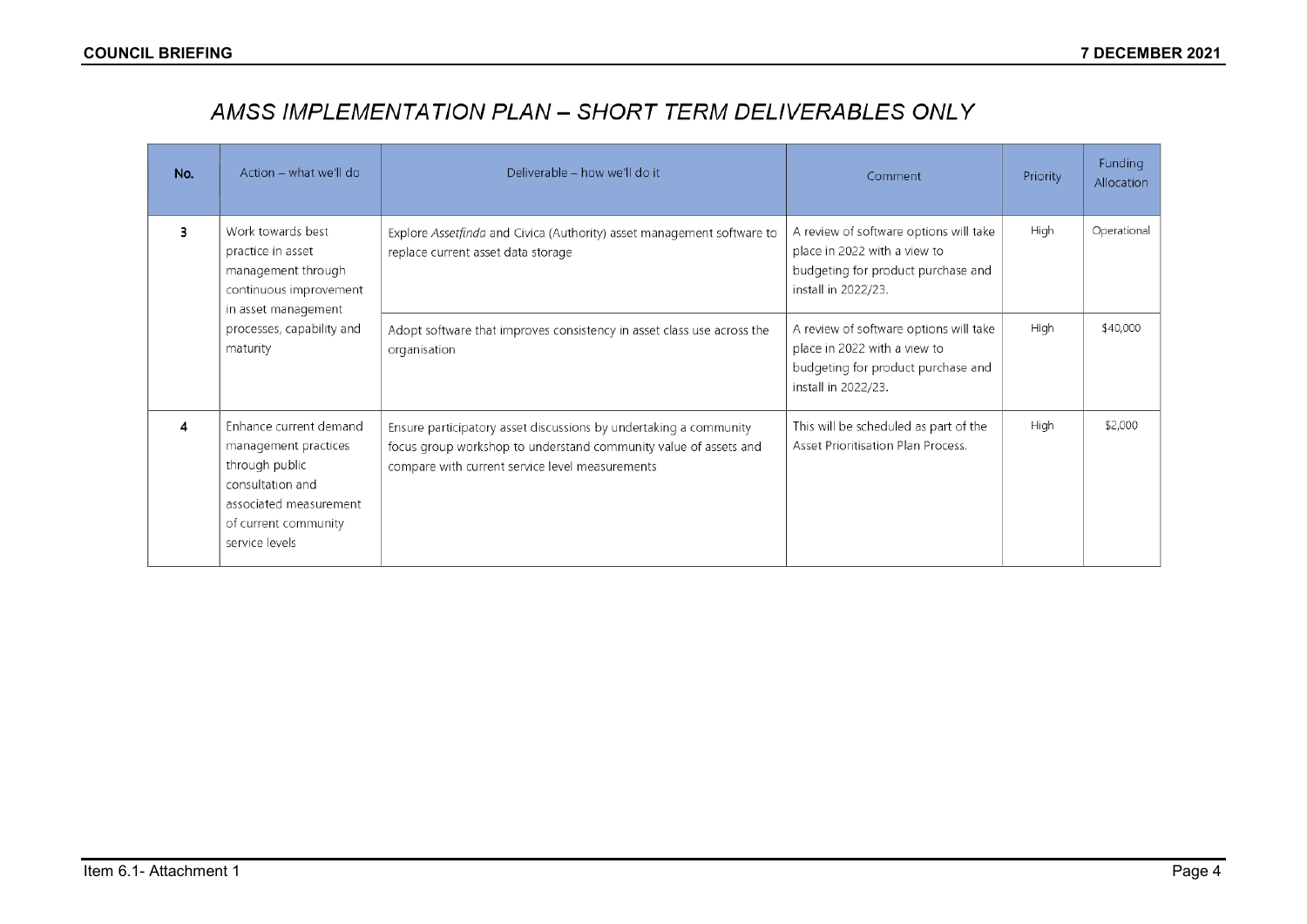## AMSS IMPLEMENTATION PLAN – SHORT TERM DELIVERABLES ONLY

| No. | Action – what we'll do | Deliverable – how we'll do it | Comment | Priority | Funding Allocation |
|---|---|---|---|---|---|
| 3 | Work towards best practice in asset management through continuous improvement in asset management processes, capability and maturity | Explore *Assetfinda* and Civica (Authority) asset management software to replace current asset data storage | A review of software options will take place in 2022 with a view to budgeting for product purchase and install in 2022/23. | High | Operational |
| | | Adopt software that improves consistency in asset class use across the organisation | A review of software options will take place in 2022 with a view to budgeting for product purchase and install in 2022/23. | High | $40,000 |
| 4 | Enhance current demand management practices through public consultation and associated measurement of current community service levels | Ensure participatory asset discussions by undertaking a community focus group workshop to understand community value of assets and compare with current service level measurements | This will be scheduled as part of the Asset Prioritisation Plan Process. | High | $2,000 |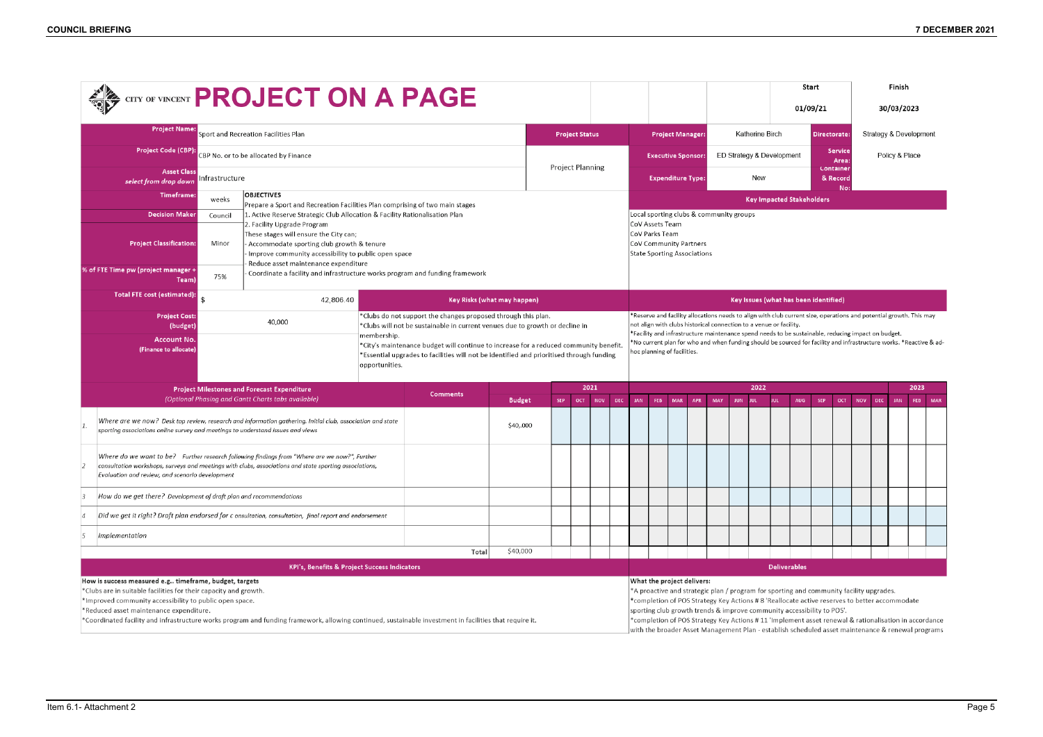# PROJECT ON A PAGE

CITY OF VINCENT

| Start | Finish |
|---|---|
| 01/09/21 | 30/03/2023 |

| | | | |
|---|---|---|---|
| **Project Name:** | Sport and Recreation Facilities Plan | **Project Status** | Project Planning |
| **Project Code (CBP):** | CBP No. or to be allocated by Finance | | |
| **Asset Class** *select from drop down* | Infrastructure | | |

| | | | |
|---|---|---|---|
| **Project Manager:** | Katherine Birch | **Directorate:** | Strategy & Development |
| **Executive Sponsor:** | ED Strategy & Development | **Service Area:** | Policy & Place |
| **Expenditure Type:** | New | **Container & Record No:** | |

| | | |
|---|---|---|
| **Timeframe:** | weeks | **OBJECTIVES** |
| **Decision Maker** | Council | Prepare a Sport and Recreation Facilities Plan comprising of two main stages<br>1. Active Reserve Strategic Club Allocation & Facility Rationalisation Plan<br>2. Facility Upgrade Program<br>These stages will ensure the City can;<br>- Accommodate sporting club growth & tenure<br>- Improve community accessibility to public open space<br>- Reduce asset maintenance expenditure<br>- Coordinate a facility and infrastructure works program and funding framework |
| **Project Classification:** | Minor | |
| **% of FTE Time pw (project manager + Team)** | 75% | |
| **Total FTE cost (estimated):** | $ 42,806.40 | |
| **Project Cost: (budget)** | 40,000 | |
| **Account No. (Finance to allocate)** | | |

**Key Impacted Stakeholders**

- Local sporting clubs & community groups
- CoV Assets Team
- CoV Parks Team
- CoV Community Partners
- State Sporting Associations

**Key Risks (what may happen)**

*Clubs do not support the changes proposed through this plan.
*Clubs will not be sustainable in current venues due to growth or decline in membership.
*City's maintenance budget will continue to increase for a reduced community benefit.
*Essential upgrades to facilities will not be identified and prioritised through funding opportunities.

**Key Issues (what has been identified)**

*Reserve and facility allocations needs to align with club current size, operations and potential growth. This may not align with clubs historical connection to a venue or facility.
*Facility and infrastructure maintenance spend needs to be sustainable, reducing impact on budget.
*No current plan for who and when funding should be sourced for facility and infrastructure works. *Reactive & ad-hoc planning of facilities.

**Project Milestones and Forecast Expenditure**
*(Optional Phasing and Gantt Charts tabs available)*

| # | Milestone | Comments | Budget | Timing (shaded on Gantt) |
|---|---|---|---|---|
| 1. | *Where are we now? Desk top review, research and information gathering. Initial club, association and state sporting associations online survey and meetings to understand issues and views* | | $40,.000 | Sep 2021 – Dec 2021 |
| 2 | *Where do we want to be? Further research following findings from "Where are we now?", Further consultation workshops, surveys and meetings with clubs, associations and state sporting associations, Evaluation and review, and scenario development* | | | Mar 2022 – Jul 2022 |
| 3 | *How do we get there? Development of draft plan and recommendations* | | | Jun 2022 – Dec 2022 |
| 4 | *Did we get it right? Draft plan endorsed for c onsultation, consultation, final report and endorsement* | | | Oct 2022 – Mar 2023 |
| 5 | *Implementation* | | | Mar 2023 |
| | | **Total** | $40,000 | |

**KPI's, Benefits & Project Success Indicators**

**How is success measured e.g.. timeframe, budget, targets**
*Clubs are in suitable facilities for their capacity and growth.
*Improved community accessibility to public open space.
*Reduced asset maintenance expenditure.
*Coordinated facility and infrastructure works program and funding framework, allowing continued, sustainable investment in facilities that require it.

**Deliverables**

**What the project delivers:**
*A proactive and strategic plan / program for sporting and community facility upgrades.
*completion of POS Strategy Key Actions # 8 'Reallocate active reserves to better accommodate sporting club growth trends & improve community accessibility to POS'.
*completion of POS Strategy Key Actions # 11 'Implement asset renewal & rationalisation in accordance with the broader Asset Management Plan - establish scheduled asset maintenance & renewal programs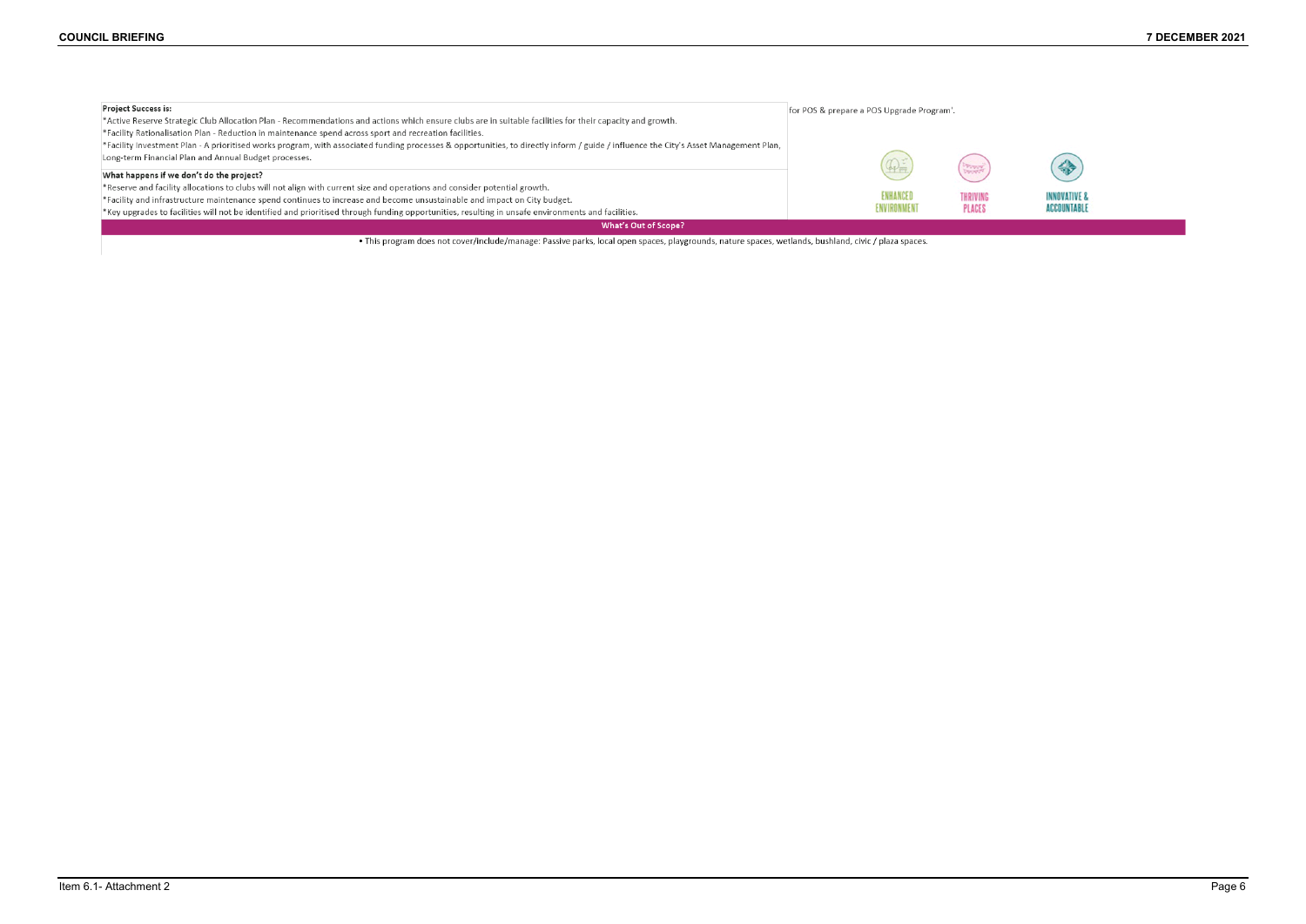**Project Success is:**

*Active Reserve Strategic Club Allocation Plan - Recommendations and actions which ensure clubs are in suitable facilities for their capacity and growth.
*Facility Rationalisation Plan - Reduction in maintenance spend across sport and recreation facilities.
*Facility Investment Plan - A prioritised works program, with associated funding processes & opportunities, to directly inform / guide / influence the City's Asset Management Plan, Long-term Financial Plan and Annual Budget processes.

**What happens if we don't do the project?**

*Reserve and facility allocations to clubs will not align with current size and operations and consider potential growth.
*Facility and infrastructure maintenance spend continues to increase and become unsustainable and impact on City budget.
*Key upgrades to facilities will not be identified and prioritised through funding opportunities, resulting in unsafe environments and facilities.

for POS & prepare a POS Upgrade Program'.

ENHANCED ENVIRONMENT

THRIVING PLACES

INNOVATIVE & ACCOUNTABLE

**What's Out of Scope?**

• This program does not cover/include/manage: Passive parks, local open spaces, playgrounds, nature spaces, wetlands, bushland, civic / plaza spaces.